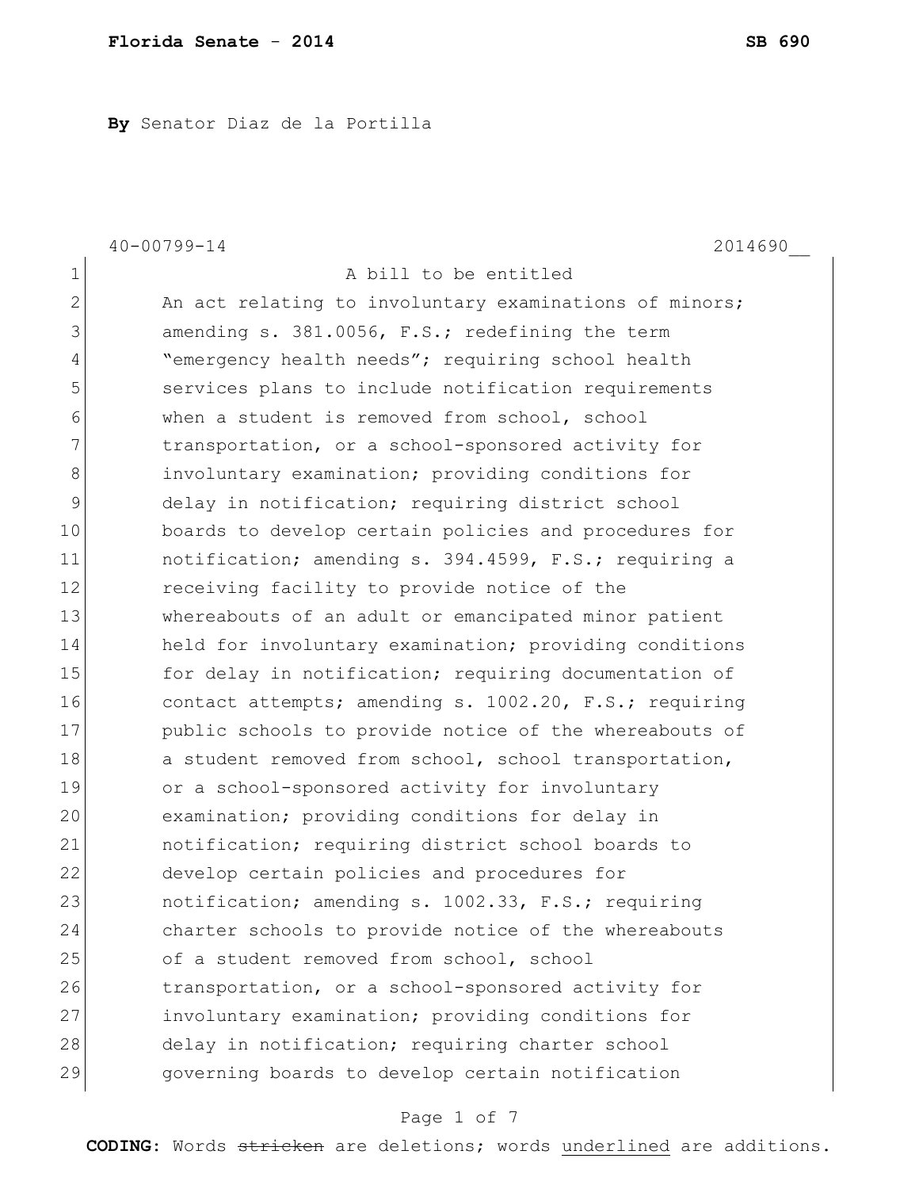**By** Senator Diaz de la Portilla

40-00799-14 2014690__

A bill to be entitled

An act relating to involuntary examinations of minors; amending s. 381.0056, F.S.; redefining the term "emergency health needs"; requiring school health services plans to include notification requirements when a student is removed from school, school transportation, or a school-sponsored activity for involuntary examination; providing conditions for delay in notification; requiring district school boards to develop certain policies and procedures for notification; amending s. 394.4599, F.S.; requiring a receiving facility to provide notice of the whereabouts of an adult or emancipated minor patient held for involuntary examination; providing conditions for delay in notification; requiring documentation of contact attempts; amending s. 1002.20, F.S.; requiring public schools to provide notice of the whereabouts of a student removed from school, school transportation, or a school-sponsored activity for involuntary examination; providing conditions for delay in notification; requiring district school boards to develop certain policies and procedures for notification; amending s. 1002.33, F.S.; requiring charter schools to provide notice of the whereabouts of a student removed from school, school transportation, or a school-sponsored activity for involuntary examination; providing conditions for delay in notification; requiring charter school governing boards to develop certain notification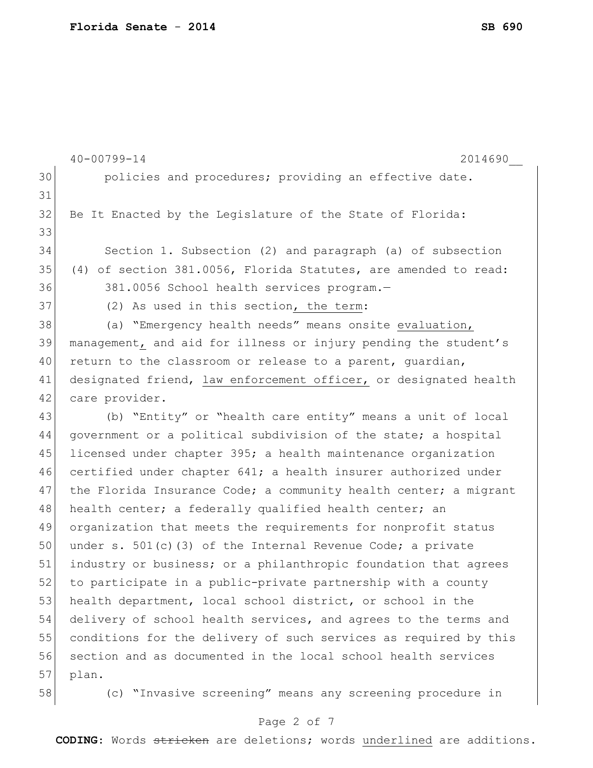policies and procedures; providing an effective date.

Be It Enacted by the Legislature of the State of Florida:

Section 1. Subsection (2) and paragraph (a) of subsection (4) of section 381.0056, Florida Statutes, are amended to read:

381.0056 School health services program.—

(2) As used in this section, the term:

(a) "Emergency health needs" means onsite evaluation, management, and aid for illness or injury pending the student's return to the classroom or release to a parent, guardian, designated friend, law enforcement officer, or designated health care provider.

(b) "Entity" or "health care entity" means a unit of local government or a political subdivision of the state; a hospital licensed under chapter 395; a health maintenance organization certified under chapter 641; a health insurer authorized under the Florida Insurance Code; a community health center; a migrant health center; a federally qualified health center; an organization that meets the requirements for nonprofit status under s. 501(c)(3) of the Internal Revenue Code; a private industry or business; or a philanthropic foundation that agrees to participate in a public-private partnership with a county health department, local school district, or school in the delivery of school health services, and agrees to the terms and conditions for the delivery of such services as required by this section and as documented in the local school health services plan.

(c) "Invasive screening" means any screening procedure in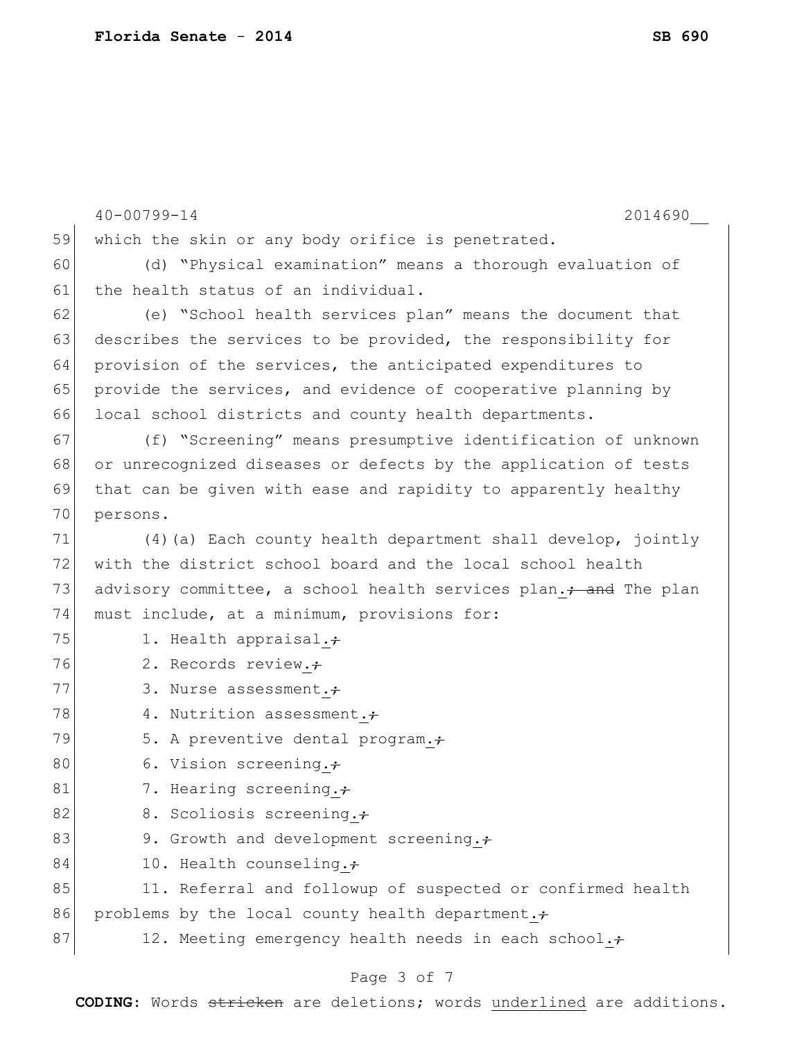59 which the skin or any body orifice is penetrated.

60 (d) “Physical examination” means a thorough evaluation of
61 the health status of an individual.

62 (e) “School health services plan” means the document that
63 describes the services to be provided, the responsibility for
64 provision of the services, the anticipated expenditures to
65 provide the services, and evidence of cooperative planning by
66 local school districts and county health departments.

67 (f) “Screening” means presumptive identification of unknown
68 or unrecognized diseases or defects by the application of tests
69 that can be given with ease and rapidity to apparently healthy
70 persons.

71 (4)(a) Each county health department shall develop, jointly
72 with the district school board and the local school health
73 advisory committee, a school health services plan.~~; and~~ The plan
74 must include, at a minimum, provisions for:

75 1. Health appraisal.~~;~~

76 2. Records review.~~;~~

77 3. Nurse assessment.~~;~~

78 4. Nutrition assessment.~~;~~

79 5. A preventive dental program.~~;~~

80 6. Vision screening.~~;~~

81 7. Hearing screening.~~;~~

82 8. Scoliosis screening.~~;~~

83 9. Growth and development screening.~~;~~

84 10. Health counseling.~~;~~

85 11. Referral and followup of suspected or confirmed health
86 problems by the local county health department.~~;~~

87 12. Meeting emergency health needs in each school.~~;~~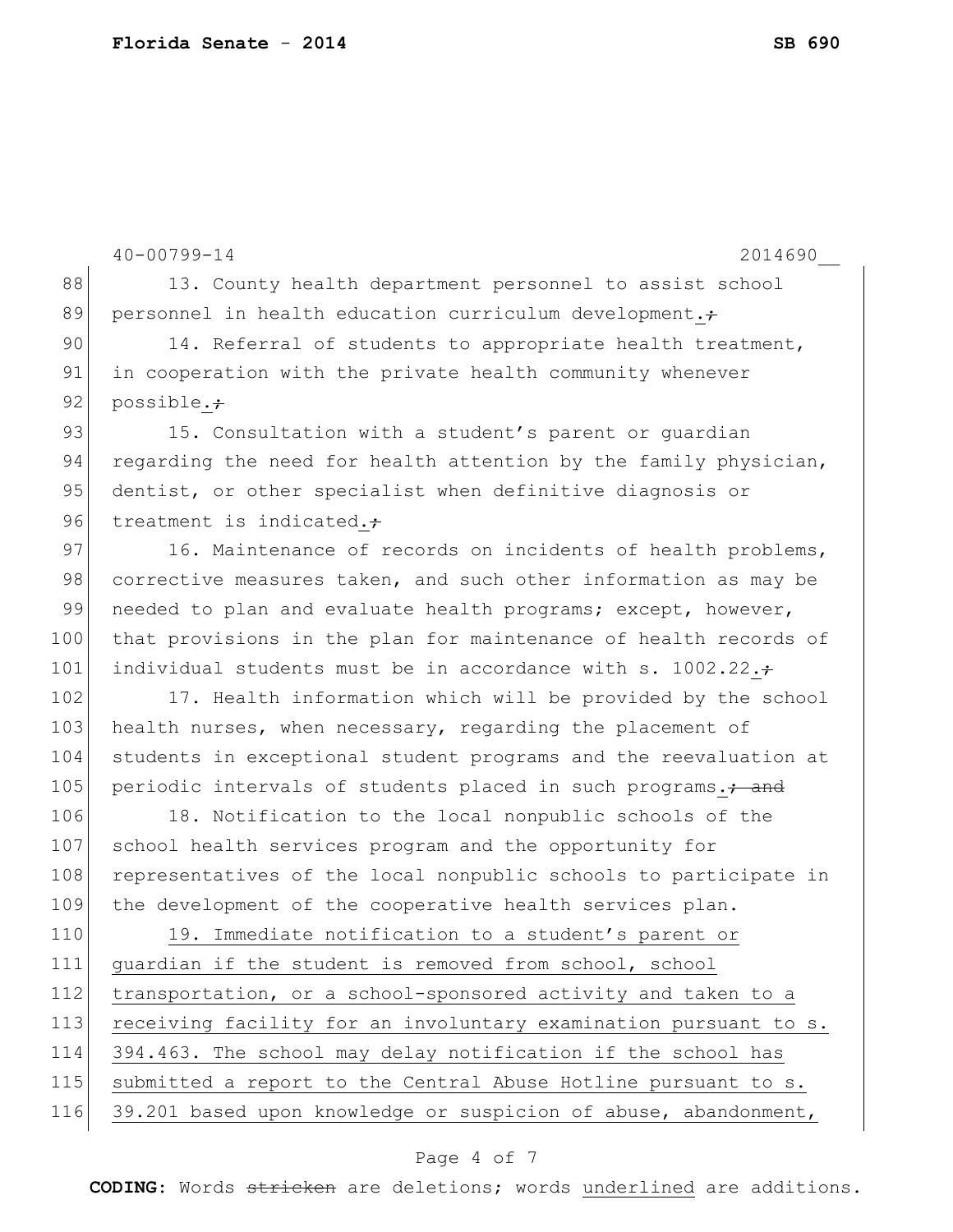13. County health department personnel to assist school personnel in health education curriculum development.~~;~~

14. Referral of students to appropriate health treatment, in cooperation with the private health community whenever possible.~~;~~

15. Consultation with a student's parent or guardian regarding the need for health attention by the family physician, dentist, or other specialist when definitive diagnosis or treatment is indicated.~~;~~

16. Maintenance of records on incidents of health problems, corrective measures taken, and such other information as may be needed to plan and evaluate health programs; except, however, that provisions in the plan for maintenance of health records of individual students must be in accordance with s. 1002.22.~~;~~

17. Health information which will be provided by the school health nurses, when necessary, regarding the placement of students in exceptional student programs and the reevaluation at periodic intervals of students placed in such programs.~~; and~~

18. Notification to the local nonpublic schools of the school health services program and the opportunity for representatives of the local nonpublic schools to participate in the development of the cooperative health services plan.

<u>19. Immediate notification to a student's parent or guardian if the student is removed from school, school transportation, or a school-sponsored activity and taken to a receiving facility for an involuntary examination pursuant to s. 394.463. The school may delay notification if the school has submitted a report to the Central Abuse Hotline pursuant to s. 39.201 based upon knowledge or suspicion of abuse, abandonment,</u>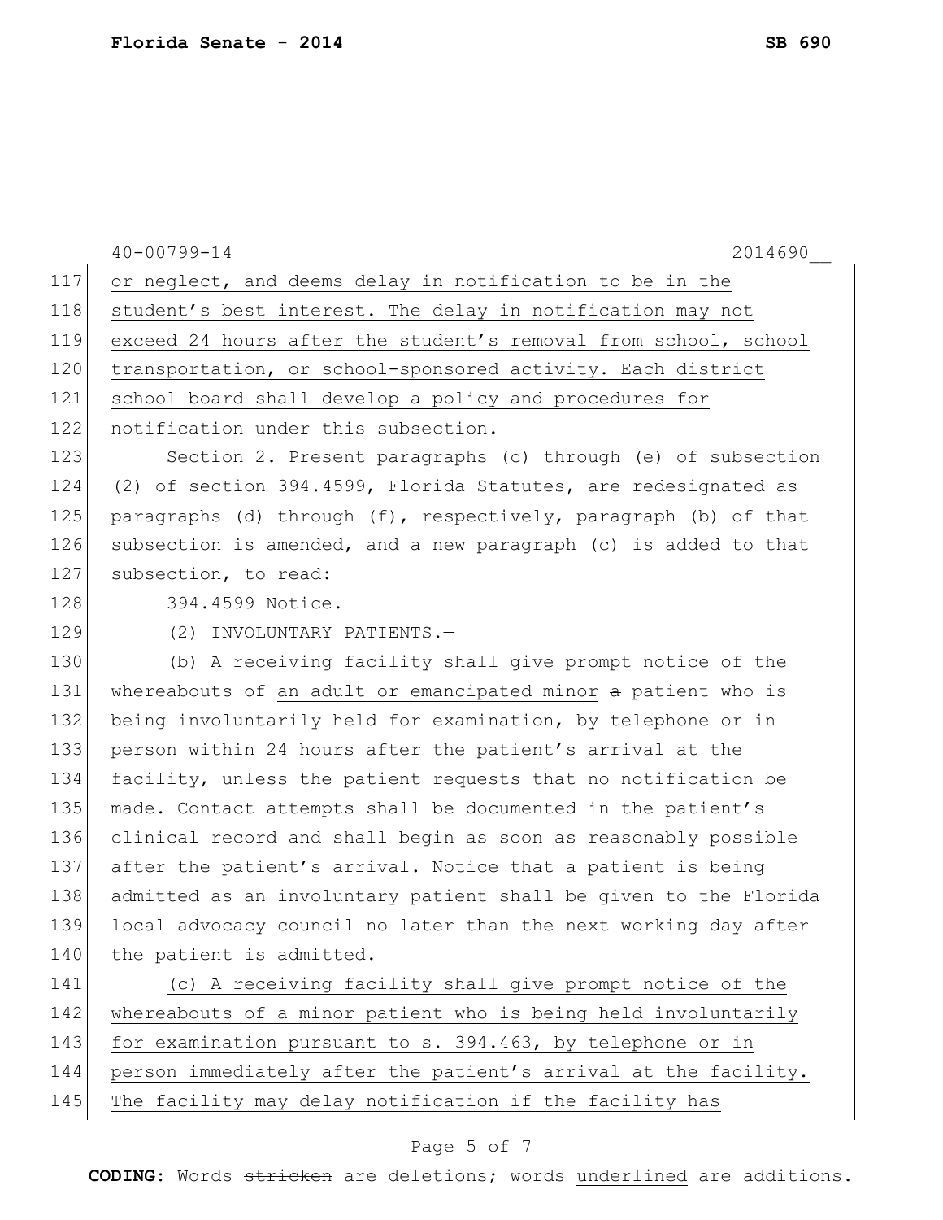or neglect, and deems delay in notification to be in the student's best interest. The delay in notification may not exceed 24 hours after the student's removal from school, school transportation, or school-sponsored activity. Each district school board shall develop a policy and procedures for notification under this subsection.

Section 2. Present paragraphs (c) through (e) of subsection (2) of section 394.4599, Florida Statutes, are redesignated as paragraphs (d) through (f), respectively, paragraph (b) of that subsection is amended, and a new paragraph (c) is added to that subsection, to read:

394.4599 Notice.—

(2) INVOLUNTARY PATIENTS.—

(b) A receiving facility shall give prompt notice of the whereabouts of an adult or emancipated minor ~~a~~ patient who is being involuntarily held for examination, by telephone or in person within 24 hours after the patient's arrival at the facility, unless the patient requests that no notification be made. Contact attempts shall be documented in the patient's clinical record and shall begin as soon as reasonably possible after the patient's arrival. Notice that a patient is being admitted as an involuntary patient shall be given to the Florida local advocacy council no later than the next working day after the patient is admitted.

(c) A receiving facility shall give prompt notice of the whereabouts of a minor patient who is being held involuntarily for examination pursuant to s. 394.463, by telephone or in person immediately after the patient's arrival at the facility. The facility may delay notification if the facility has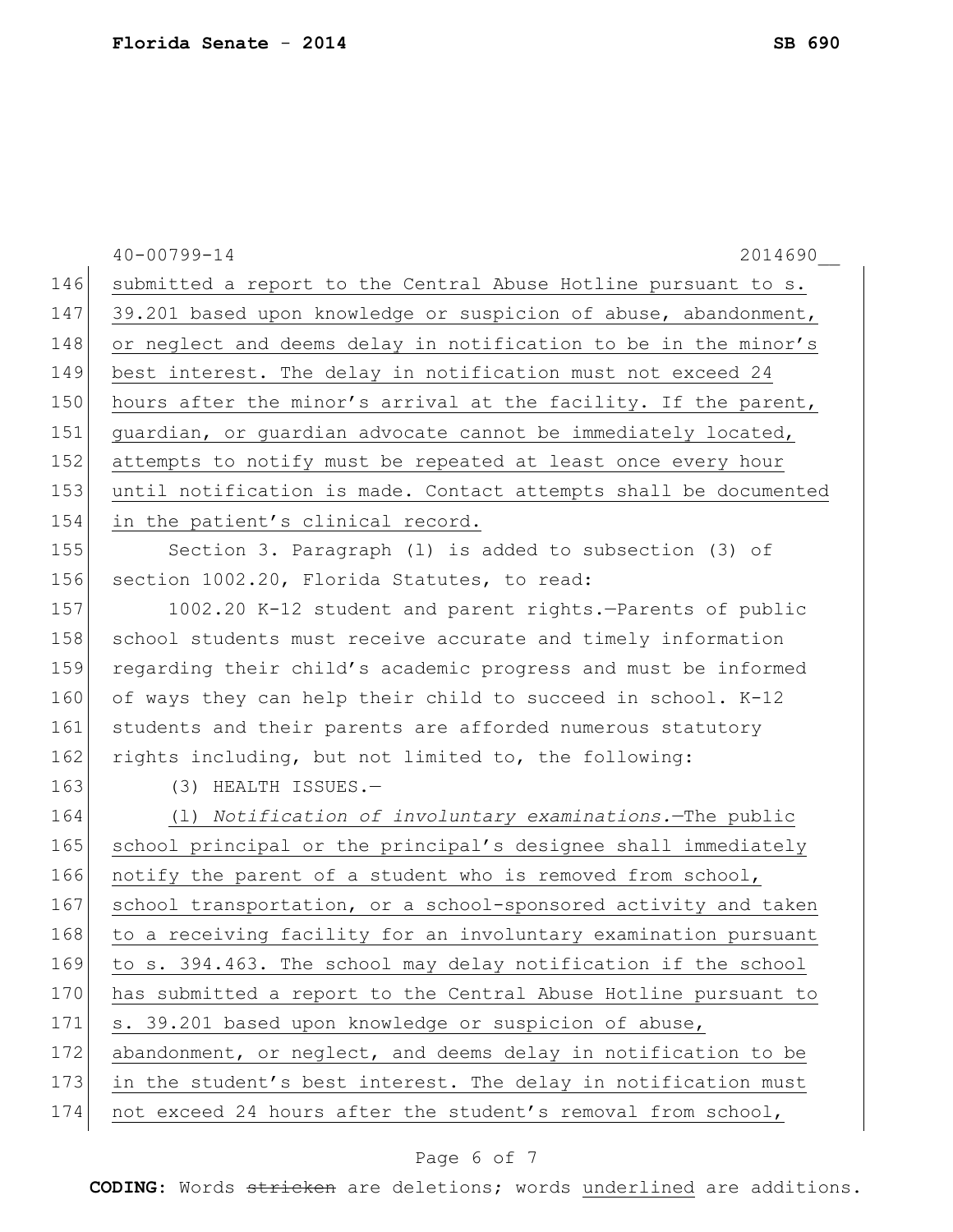40-00799-14 2014690__

146 submitted a report to the Central Abuse Hotline pursuant to s.
147 39.201 based upon knowledge or suspicion of abuse, abandonment,
148 or neglect and deems delay in notification to be in the minor's
149 best interest. The delay in notification must not exceed 24
150 hours after the minor's arrival at the facility. If the parent,
151 guardian, or guardian advocate cannot be immediately located,
152 attempts to notify must be repeated at least once every hour
153 until notification is made. Contact attempts shall be documented
154 in the patient's clinical record.

155 Section 3. Paragraph (l) is added to subsection (3) of
156 section 1002.20, Florida Statutes, to read:

157 1002.20 K-12 student and parent rights.—Parents of public
158 school students must receive accurate and timely information
159 regarding their child's academic progress and must be informed
160 of ways they can help their child to succeed in school. K-12
161 students and their parents are afforded numerous statutory
162 rights including, but not limited to, the following:

163 (3) HEALTH ISSUES.—

164 (l) *Notification of involuntary examinations.*—The public
165 school principal or the principal's designee shall immediately
166 notify the parent of a student who is removed from school,
167 school transportation, or a school-sponsored activity and taken
168 to a receiving facility for an involuntary examination pursuant
169 to s. 394.463. The school may delay notification if the school
170 has submitted a report to the Central Abuse Hotline pursuant to
171 s. 39.201 based upon knowledge or suspicion of abuse,
172 abandonment, or neglect, and deems delay in notification to be
173 in the student's best interest. The delay in notification must
174 not exceed 24 hours after the student's removal from school,

**CODING:** Words ~~stricken~~ are deletions; words underlined are additions.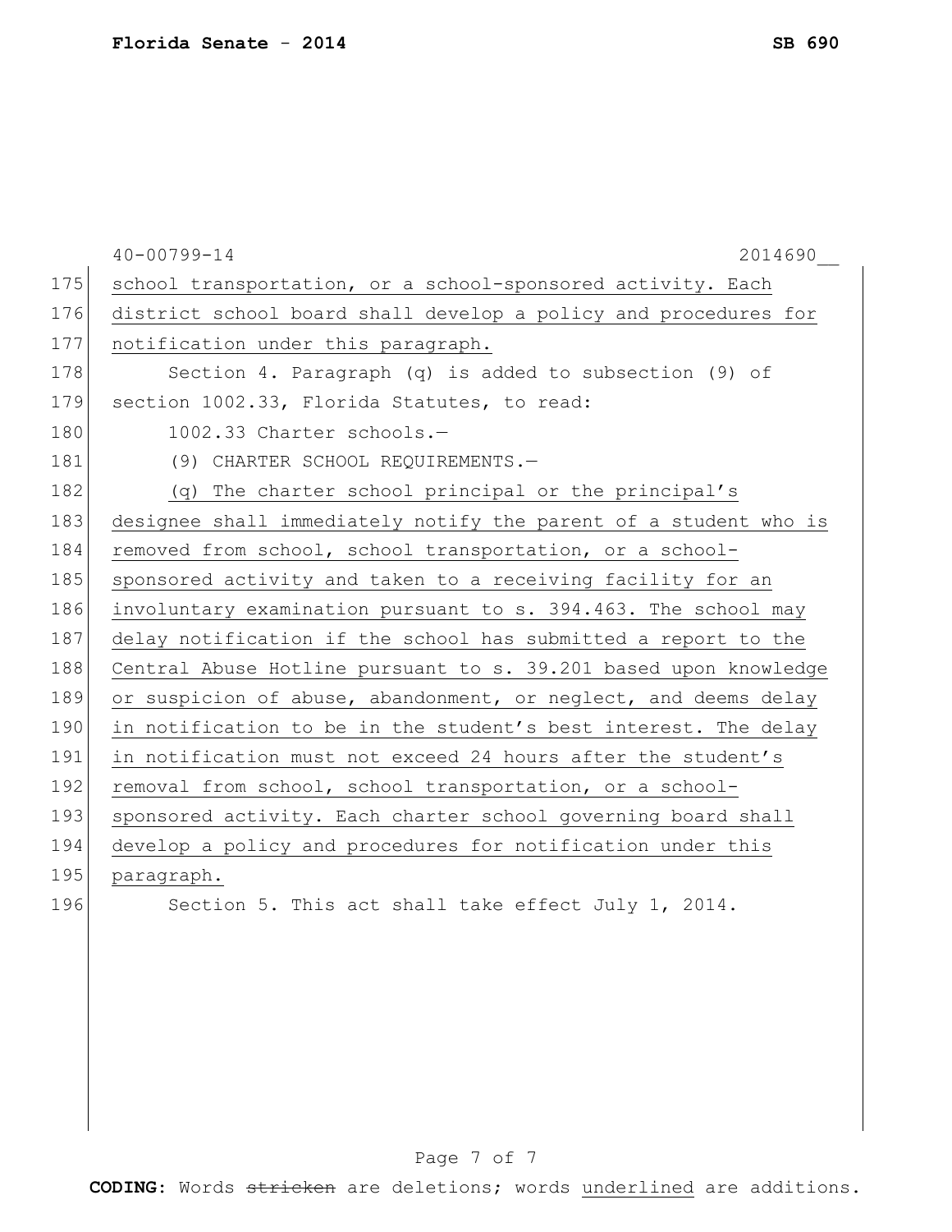school transportation, or a school-sponsored activity. Each district school board shall develop a policy and procedures for notification under this paragraph.

Section 4. Paragraph (q) is added to subsection (9) of section 1002.33, Florida Statutes, to read:

1002.33 Charter schools.—

(9) CHARTER SCHOOL REQUIREMENTS.—

(q) The charter school principal or the principal's designee shall immediately notify the parent of a student who is removed from school, school transportation, or a school-sponsored activity and taken to a receiving facility for an involuntary examination pursuant to s. 394.463. The school may delay notification if the school has submitted a report to the Central Abuse Hotline pursuant to s. 39.201 based upon knowledge or suspicion of abuse, abandonment, or neglect, and deems delay in notification to be in the student's best interest. The delay in notification must not exceed 24 hours after the student's removal from school, school transportation, or a school-sponsored activity. Each charter school governing board shall develop a policy and procedures for notification under this paragraph.

Section 5. This act shall take effect July 1, 2014.